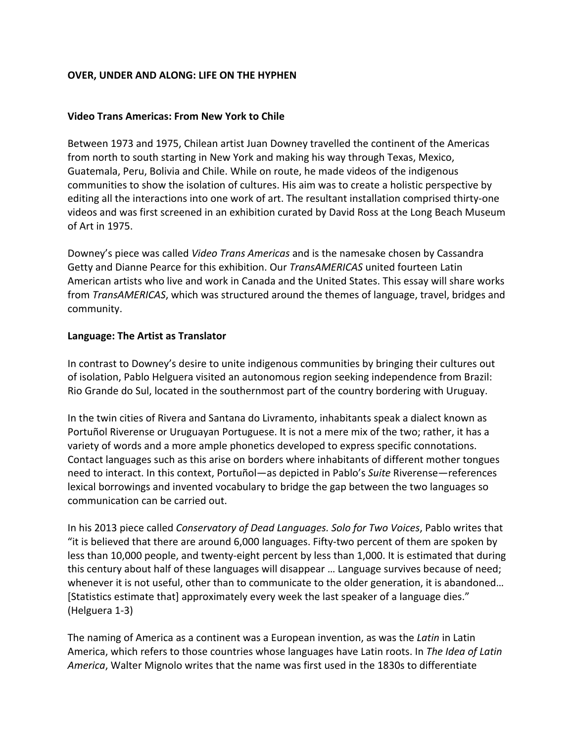**OVER, UNDER AND ALONG: LIFE ON THE HYPHEN**

**Video Trans Americas: From New York to Chile**

Between 1973 and 1975, Chilean artist Juan Downey travelled the continent of the Americas from north to south starting in New York and making his way through Texas, Mexico, Guatemala, Peru, Bolivia and Chile. While on route, he made videos of the indigenous communities to show the isolation of cultures. His aim was to create a holistic perspective by editing all the interactions into one work of art. The resultant installation comprised thirty-one videos and was first screened in an exhibition curated by David Ross at the Long Beach Museum of Art in 1975.

Downey's piece was called *Video Trans Americas* and is the namesake chosen by Cassandra Getty and Dianne Pearce for this exhibition. Our *TransAMERICAS* united fourteen Latin American artists who live and work in Canada and the United States. This essay will share works from *TransAMERICAS*, which was structured around the themes of language, travel, bridges and community.

**Language: The Artist as Translator**

In contrast to Downey's desire to unite indigenous communities by bringing their cultures out of isolation, Pablo Helguera visited an autonomous region seeking independence from Brazil: Rio Grande do Sul, located in the southernmost part of the country bordering with Uruguay.

In the twin cities of Rivera and Santana do Livramento, inhabitants speak a dialect known as Portuñol Riverense or Uruguayan Portuguese. It is not a mere mix of the two; rather, it has a variety of words and a more ample phonetics developed to express specific connotations. Contact languages such as this arise on borders where inhabitants of different mother tongues need to interact. In this context, Portuñol—as depicted in Pablo's *Suite* Riverense—references lexical borrowings and invented vocabulary to bridge the gap between the two languages so communication can be carried out.

In his 2013 piece called *Conservatory of Dead Languages. Solo for Two Voices*, Pablo writes that "it is believed that there are around 6,000 languages. Fifty-two percent of them are spoken by less than 10,000 people, and twenty-eight percent by less than 1,000. It is estimated that during this century about half of these languages will disappear … Language survives because of need; whenever it is not useful, other than to communicate to the older generation, it is abandoned… [Statistics estimate that] approximately every week the last speaker of a language dies." (Helguera 1-3)

The naming of America as a continent was a European invention, as was the *Latin* in Latin America, which refers to those countries whose languages have Latin roots. In *The Idea of Latin America*, Walter Mignolo writes that the name was first used in the 1830s to differentiate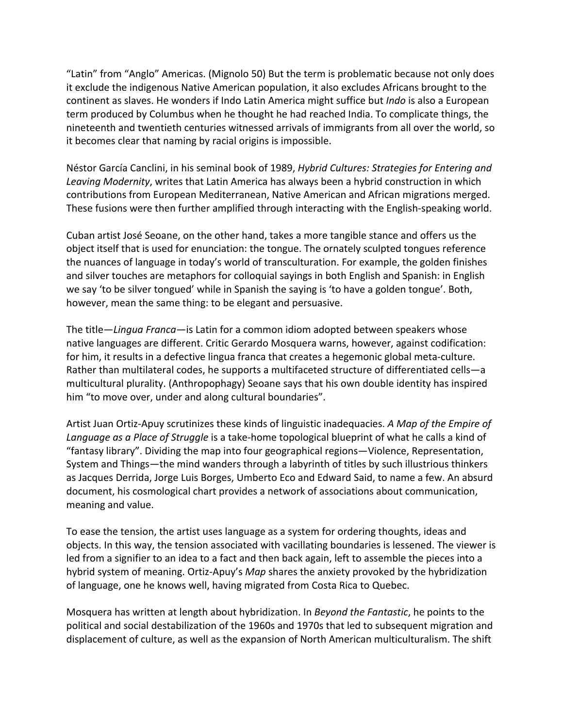"Latin" from "Anglo" Americas. (Mignolo 50) But the term is problematic because not only does it exclude the indigenous Native American population, it also excludes Africans brought to the continent as slaves. He wonders if Indo Latin America might suffice but *Indo* is also a European term produced by Columbus when he thought he had reached India. To complicate things, the nineteenth and twentieth centuries witnessed arrivals of immigrants from all over the world, so it becomes clear that naming by racial origins is impossible.

Néstor García Canclini, in his seminal book of 1989, *Hybrid Cultures: Strategies for Entering and Leaving Modernity*, writes that Latin America has always been a hybrid construction in which contributions from European Mediterranean, Native American and African migrations merged. These fusions were then further amplified through interacting with the English-speaking world.

Cuban artist José Seoane, on the other hand, takes a more tangible stance and offers us the object itself that is used for enunciation: the tongue. The ornately sculpted tongues reference the nuances of language in today's world of transculturation. For example, the golden finishes and silver touches are metaphors for colloquial sayings in both English and Spanish: in English we say 'to be silver tongued' while in Spanish the saying is 'to have a golden tongue'. Both, however, mean the same thing: to be elegant and persuasive.

The title—*Lingua Franca*—is Latin for a common idiom adopted between speakers whose native languages are different. Critic Gerardo Mosquera warns, however, against codification: for him, it results in a defective lingua franca that creates a hegemonic global meta-culture. Rather than multilateral codes, he supports a multifaceted structure of differentiated cells—a multicultural plurality. (Anthropophagy) Seoane says that his own double identity has inspired him "to move over, under and along cultural boundaries".

Artist Juan Ortiz-Apuy scrutinizes these kinds of linguistic inadequacies. *A Map of the Empire of Language as a Place of Struggle* is a take-home topological blueprint of what he calls a kind of "fantasy library". Dividing the map into four geographical regions—Violence, Representation, System and Things—the mind wanders through a labyrinth of titles by such illustrious thinkers as Jacques Derrida, Jorge Luis Borges, Umberto Eco and Edward Said, to name a few. An absurd document, his cosmological chart provides a network of associations about communication, meaning and value.

To ease the tension, the artist uses language as a system for ordering thoughts, ideas and objects. In this way, the tension associated with vacillating boundaries is lessened. The viewer is led from a signifier to an idea to a fact and then back again, left to assemble the pieces into a hybrid system of meaning. Ortiz-Apuy's *Map* shares the anxiety provoked by the hybridization of language, one he knows well, having migrated from Costa Rica to Quebec.

Mosquera has written at length about hybridization. In *Beyond the Fantastic*, he points to the political and social destabilization of the 1960s and 1970s that led to subsequent migration and displacement of culture, as well as the expansion of North American multiculturalism. The shift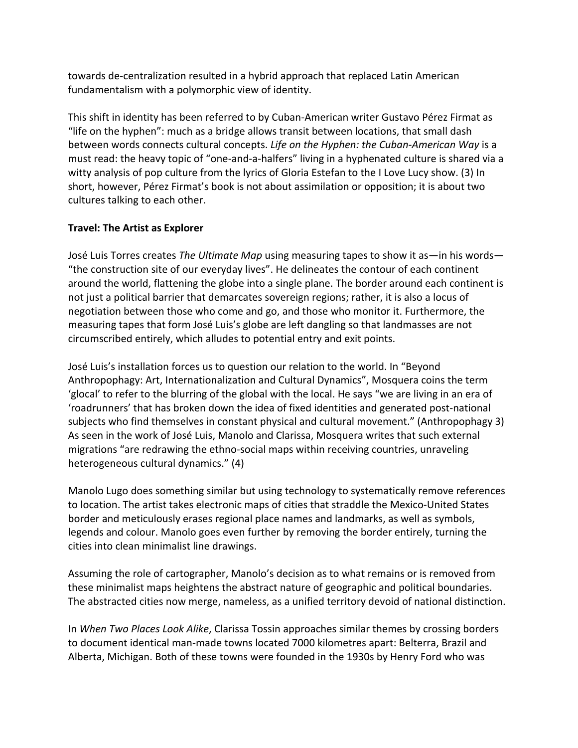towards de-centralization resulted in a hybrid approach that replaced Latin American fundamentalism with a polymorphic view of identity.

This shift in identity has been referred to by Cuban-American writer Gustavo Pérez Firmat as "life on the hyphen": much as a bridge allows transit between locations, that small dash between words connects cultural concepts. *Life on the Hyphen: the Cuban-American Way* is a must read: the heavy topic of "one-and-a-halfers" living in a hyphenated culture is shared via a witty analysis of pop culture from the lyrics of Gloria Estefan to the I Love Lucy show. (3) In short, however, Pérez Firmat's book is not about assimilation or opposition; it is about two cultures talking to each other.

**Travel: The Artist as Explorer**

José Luis Torres creates *The Ultimate Map* using measuring tapes to show it as—in his words—"the construction site of our everyday lives". He delineates the contour of each continent around the world, flattening the globe into a single plane. The border around each continent is not just a political barrier that demarcates sovereign regions; rather, it is also a locus of negotiation between those who come and go, and those who monitor it. Furthermore, the measuring tapes that form José Luis's globe are left dangling so that landmasses are not circumscribed entirely, which alludes to potential entry and exit points.

José Luis's installation forces us to question our relation to the world. In "Beyond Anthropophagy: Art, Internationalization and Cultural Dynamics", Mosquera coins the term 'glocal' to refer to the blurring of the global with the local. He says "we are living in an era of 'roadrunners' that has broken down the idea of fixed identities and generated post-national subjects who find themselves in constant physical and cultural movement." (Anthropophagy 3) As seen in the work of José Luis, Manolo and Clarissa, Mosquera writes that such external migrations "are redrawing the ethno-social maps within receiving countries, unraveling heterogeneous cultural dynamics." (4)

Manolo Lugo does something similar but using technology to systematically remove references to location. The artist takes electronic maps of cities that straddle the Mexico-United States border and meticulously erases regional place names and landmarks, as well as symbols, legends and colour. Manolo goes even further by removing the border entirely, turning the cities into clean minimalist line drawings.

Assuming the role of cartographer, Manolo's decision as to what remains or is removed from these minimalist maps heightens the abstract nature of geographic and political boundaries. The abstracted cities now merge, nameless, as a unified territory devoid of national distinction.

In *When Two Places Look Alike*, Clarissa Tossin approaches similar themes by crossing borders to document identical man-made towns located 7000 kilometres apart: Belterra, Brazil and Alberta, Michigan. Both of these towns were founded in the 1930s by Henry Ford who was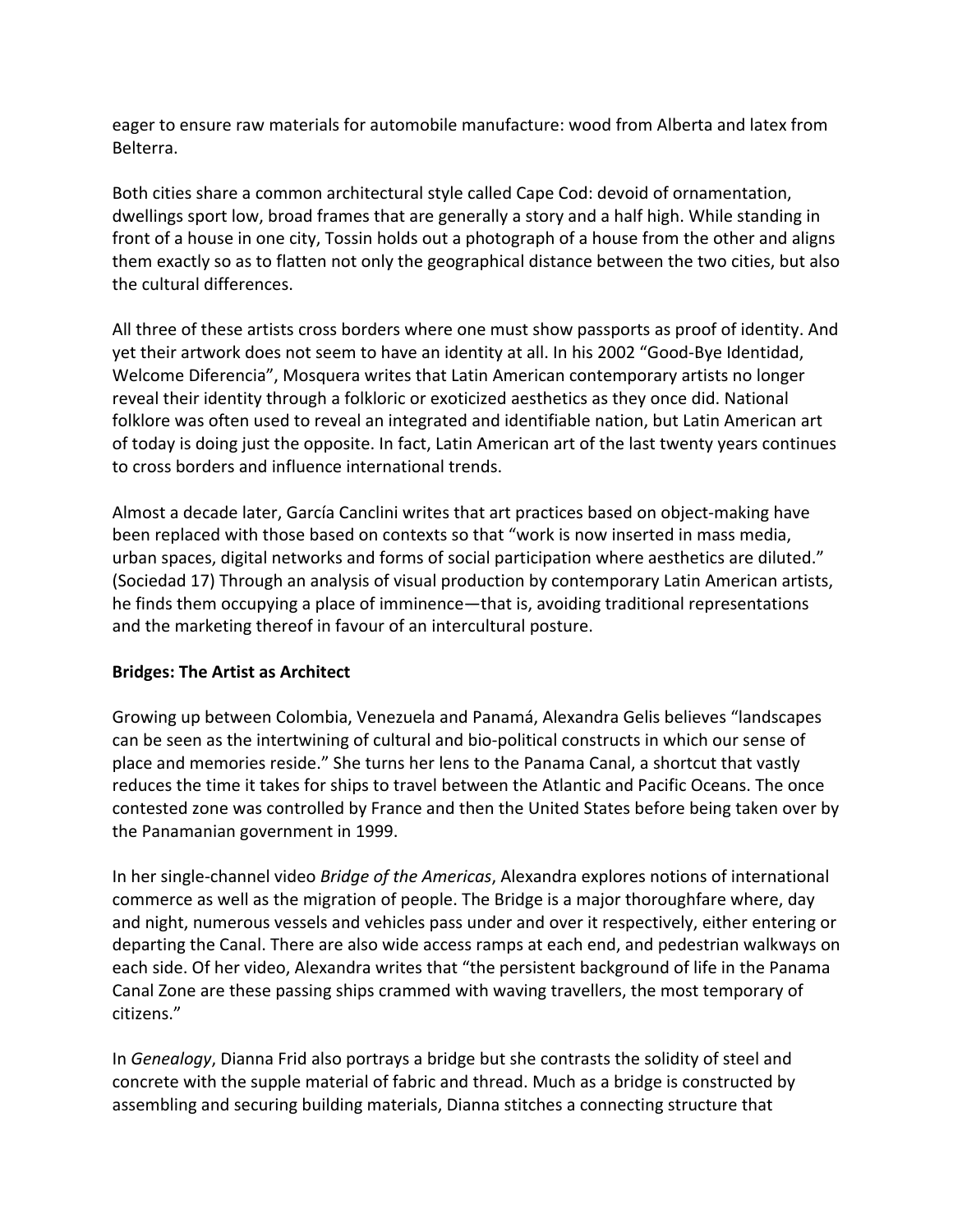eager to ensure raw materials for automobile manufacture: wood from Alberta and latex from Belterra.

Both cities share a common architectural style called Cape Cod: devoid of ornamentation, dwellings sport low, broad frames that are generally a story and a half high. While standing in front of a house in one city, Tossin holds out a photograph of a house from the other and aligns them exactly so as to flatten not only the geographical distance between the two cities, but also the cultural differences.

All three of these artists cross borders where one must show passports as proof of identity. And yet their artwork does not seem to have an identity at all. In his 2002 "Good-Bye Identidad, Welcome Diferencia", Mosquera writes that Latin American contemporary artists no longer reveal their identity through a folkloric or exoticized aesthetics as they once did. National folklore was often used to reveal an integrated and identifiable nation, but Latin American art of today is doing just the opposite. In fact, Latin American art of the last twenty years continues to cross borders and influence international trends.

Almost a decade later, García Canclini writes that art practices based on object-making have been replaced with those based on contexts so that "work is now inserted in mass media, urban spaces, digital networks and forms of social participation where aesthetics are diluted." (Sociedad 17) Through an analysis of visual production by contemporary Latin American artists, he finds them occupying a place of imminence—that is, avoiding traditional representations and the marketing thereof in favour of an intercultural posture.

**Bridges: The Artist as Architect**

Growing up between Colombia, Venezuela and Panamá, Alexandra Gelis believes "landscapes can be seen as the intertwining of cultural and bio-political constructs in which our sense of place and memories reside." She turns her lens to the Panama Canal, a shortcut that vastly reduces the time it takes for ships to travel between the Atlantic and Pacific Oceans. The once contested zone was controlled by France and then the United States before being taken over by the Panamanian government in 1999.

In her single-channel video *Bridge of the Americas*, Alexandra explores notions of international commerce as well as the migration of people. The Bridge is a major thoroughfare where, day and night, numerous vessels and vehicles pass under and over it respectively, either entering or departing the Canal. There are also wide access ramps at each end, and pedestrian walkways on each side. Of her video, Alexandra writes that "the persistent background of life in the Panama Canal Zone are these passing ships crammed with waving travellers, the most temporary of citizens."

In *Genealogy*, Dianna Frid also portrays a bridge but she contrasts the solidity of steel and concrete with the supple material of fabric and thread. Much as a bridge is constructed by assembling and securing building materials, Dianna stitches a connecting structure that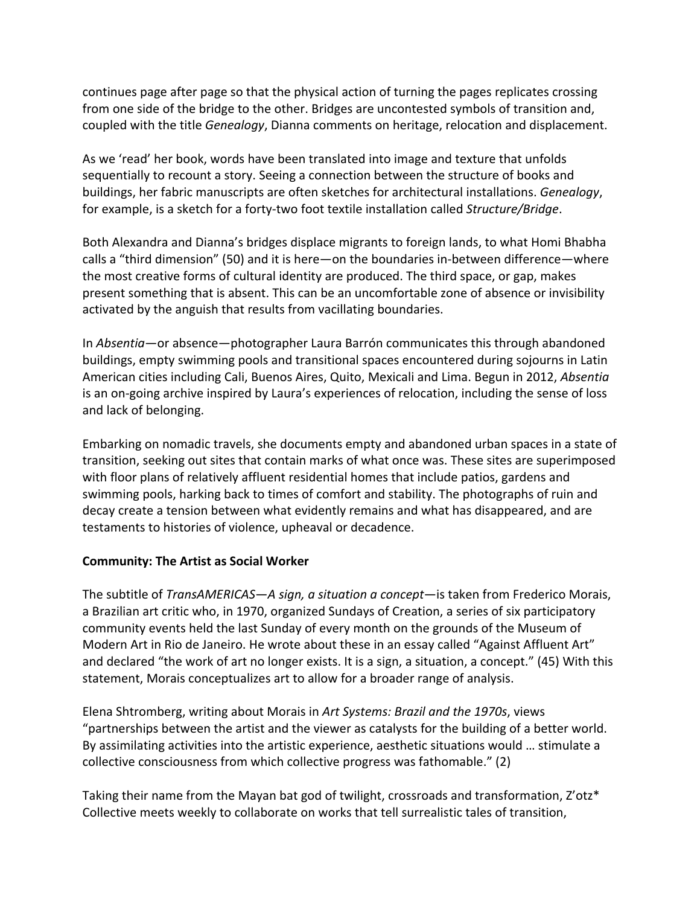continues page after page so that the physical action of turning the pages replicates crossing from one side of the bridge to the other. Bridges are uncontested symbols of transition and, coupled with the title *Genealogy*, Dianna comments on heritage, relocation and displacement.

As we 'read' her book, words have been translated into image and texture that unfolds sequentially to recount a story. Seeing a connection between the structure of books and buildings, her fabric manuscripts are often sketches for architectural installations. *Genealogy*, for example, is a sketch for a forty-two foot textile installation called *Structure/Bridge*.

Both Alexandra and Dianna's bridges displace migrants to foreign lands, to what Homi Bhabha calls a "third dimension" (50) and it is here—on the boundaries in-between difference—where the most creative forms of cultural identity are produced. The third space, or gap, makes present something that is absent. This can be an uncomfortable zone of absence or invisibility activated by the anguish that results from vacillating boundaries.

In *Absentia*—or absence—photographer Laura Barrón communicates this through abandoned buildings, empty swimming pools and transitional spaces encountered during sojourns in Latin American cities including Cali, Buenos Aires, Quito, Mexicali and Lima. Begun in 2012, *Absentia* is an on-going archive inspired by Laura's experiences of relocation, including the sense of loss and lack of belonging.

Embarking on nomadic travels, she documents empty and abandoned urban spaces in a state of transition, seeking out sites that contain marks of what once was. These sites are superimposed with floor plans of relatively affluent residential homes that include patios, gardens and swimming pools, harking back to times of comfort and stability. The photographs of ruin and decay create a tension between what evidently remains and what has disappeared, and are testaments to histories of violence, upheaval or decadence.

**Community: The Artist as Social Worker**

The subtitle of *TransAMERICAS—A sign, a situation a concept*—is taken from Frederico Morais, a Brazilian art critic who, in 1970, organized Sundays of Creation, a series of six participatory community events held the last Sunday of every month on the grounds of the Museum of Modern Art in Rio de Janeiro. He wrote about these in an essay called "Against Affluent Art" and declared "the work of art no longer exists. It is a sign, a situation, a concept." (45) With this statement, Morais conceptualizes art to allow for a broader range of analysis.

Elena Shtromberg, writing about Morais in *Art Systems: Brazil and the 1970s*, views "partnerships between the artist and the viewer as catalysts for the building of a better world. By assimilating activities into the artistic experience, aesthetic situations would … stimulate a collective consciousness from which collective progress was fathomable." (2)

Taking their name from the Mayan bat god of twilight, crossroads and transformation, Z'otz* Collective meets weekly to collaborate on works that tell surrealistic tales of transition,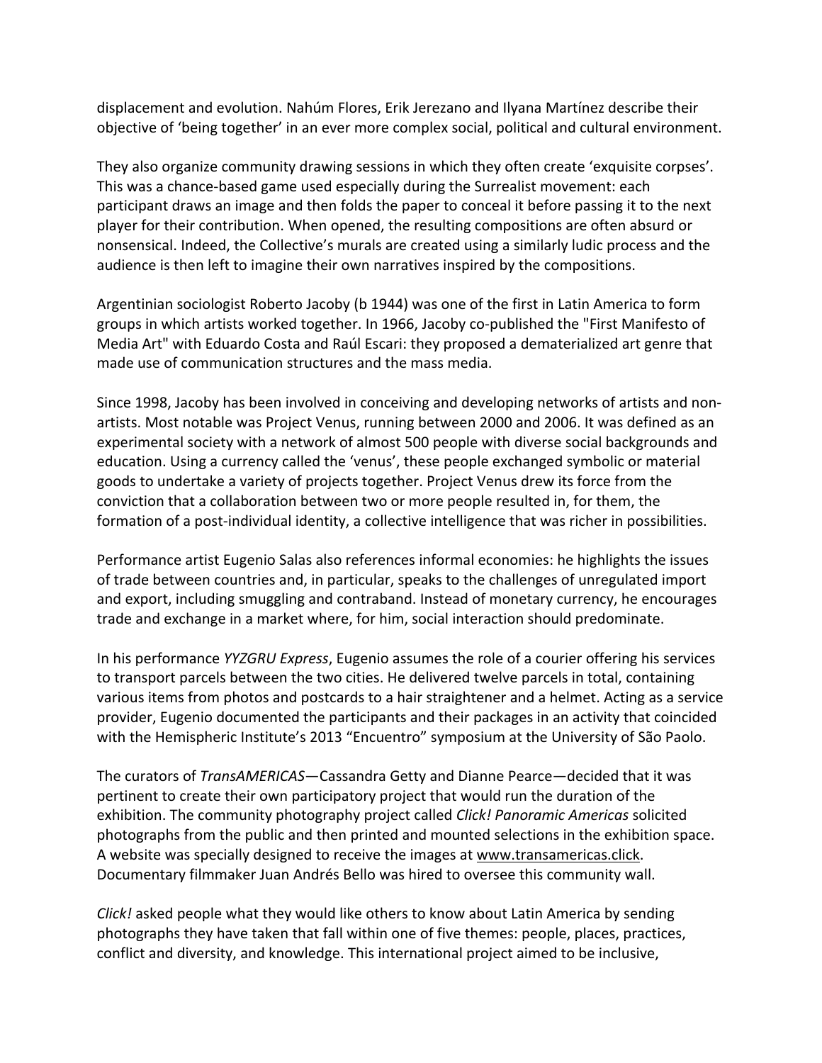displacement and evolution. Nahúm Flores, Erik Jerezano and Ilyana Martínez describe their objective of 'being together' in an ever more complex social, political and cultural environment.

They also organize community drawing sessions in which they often create 'exquisite corpses'. This was a chance-based game used especially during the Surrealist movement: each participant draws an image and then folds the paper to conceal it before passing it to the next player for their contribution. When opened, the resulting compositions are often absurd or nonsensical. Indeed, the Collective's murals are created using a similarly ludic process and the audience is then left to imagine their own narratives inspired by the compositions.

Argentinian sociologist Roberto Jacoby (b 1944) was one of the first in Latin America to form groups in which artists worked together. In 1966, Jacoby co-published the "First Manifesto of Media Art" with Eduardo Costa and Raúl Escari: they proposed a dematerialized art genre that made use of communication structures and the mass media.

Since 1998, Jacoby has been involved in conceiving and developing networks of artists and non-artists. Most notable was Project Venus, running between 2000 and 2006. It was defined as an experimental society with a network of almost 500 people with diverse social backgrounds and education. Using a currency called the 'venus', these people exchanged symbolic or material goods to undertake a variety of projects together. Project Venus drew its force from the conviction that a collaboration between two or more people resulted in, for them, the formation of a post-individual identity, a collective intelligence that was richer in possibilities.

Performance artist Eugenio Salas also references informal economies: he highlights the issues of trade between countries and, in particular, speaks to the challenges of unregulated import and export, including smuggling and contraband. Instead of monetary currency, he encourages trade and exchange in a market where, for him, social interaction should predominate.

In his performance *YYZGRU Express*, Eugenio assumes the role of a courier offering his services to transport parcels between the two cities. He delivered twelve parcels in total, containing various items from photos and postcards to a hair straightener and a helmet. Acting as a service provider, Eugenio documented the participants and their packages in an activity that coincided with the Hemispheric Institute's 2013 "Encuentro" symposium at the University of São Paolo.

The curators of *TransAMERICAS*—Cassandra Getty and Dianne Pearce—decided that it was pertinent to create their own participatory project that would run the duration of the exhibition. The community photography project called *Click! Panoramic Americas* solicited photographs from the public and then printed and mounted selections in the exhibition space. A website was specially designed to receive the images at www.transamericas.click. Documentary filmmaker Juan Andrés Bello was hired to oversee this community wall.

*Click!* asked people what they would like others to know about Latin America by sending photographs they have taken that fall within one of five themes: people, places, practices, conflict and diversity, and knowledge. This international project aimed to be inclusive,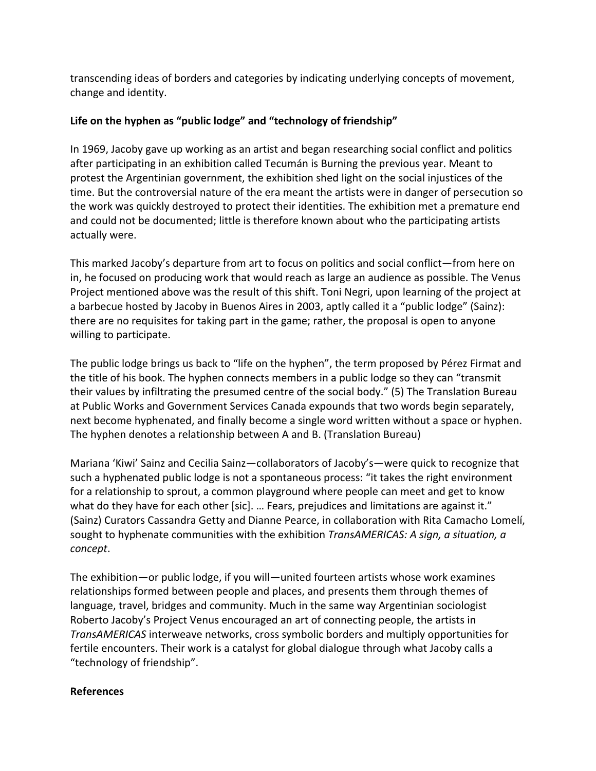transcending ideas of borders and categories by indicating underlying concepts of movement, change and identity.

**Life on the hyphen as "public lodge" and "technology of friendship"**

In 1969, Jacoby gave up working as an artist and began researching social conflict and politics after participating in an exhibition called Tecumán is Burning the previous year. Meant to protest the Argentinian government, the exhibition shed light on the social injustices of the time. But the controversial nature of the era meant the artists were in danger of persecution so the work was quickly destroyed to protect their identities. The exhibition met a premature end and could not be documented; little is therefore known about who the participating artists actually were.

This marked Jacoby's departure from art to focus on politics and social conflict—from here on in, he focused on producing work that would reach as large an audience as possible. The Venus Project mentioned above was the result of this shift. Toni Negri, upon learning of the project at a barbecue hosted by Jacoby in Buenos Aires in 2003, aptly called it a "public lodge" (Sainz): there are no requisites for taking part in the game; rather, the proposal is open to anyone willing to participate.

The public lodge brings us back to "life on the hyphen", the term proposed by Pérez Firmat and the title of his book. The hyphen connects members in a public lodge so they can "transmit their values by infiltrating the presumed centre of the social body." (5) The Translation Bureau at Public Works and Government Services Canada expounds that two words begin separately, next become hyphenated, and finally become a single word written without a space or hyphen. The hyphen denotes a relationship between A and B. (Translation Bureau)

Mariana 'Kiwi' Sainz and Cecilia Sainz—collaborators of Jacoby's—were quick to recognize that such a hyphenated public lodge is not a spontaneous process: "it takes the right environment for a relationship to sprout, a common playground where people can meet and get to know what do they have for each other [sic]. … Fears, prejudices and limitations are against it." (Sainz) Curators Cassandra Getty and Dianne Pearce, in collaboration with Rita Camacho Lomelí, sought to hyphenate communities with the exhibition *TransAMERICAS: A sign, a situation, a concept*.

The exhibition—or public lodge, if you will—united fourteen artists whose work examines relationships formed between people and places, and presents them through themes of language, travel, bridges and community. Much in the same way Argentinian sociologist Roberto Jacoby's Project Venus encouraged an art of connecting people, the artists in *TransAMERICAS* interweave networks, cross symbolic borders and multiply opportunities for fertile encounters. Their work is a catalyst for global dialogue through what Jacoby calls a "technology of friendship".

**References**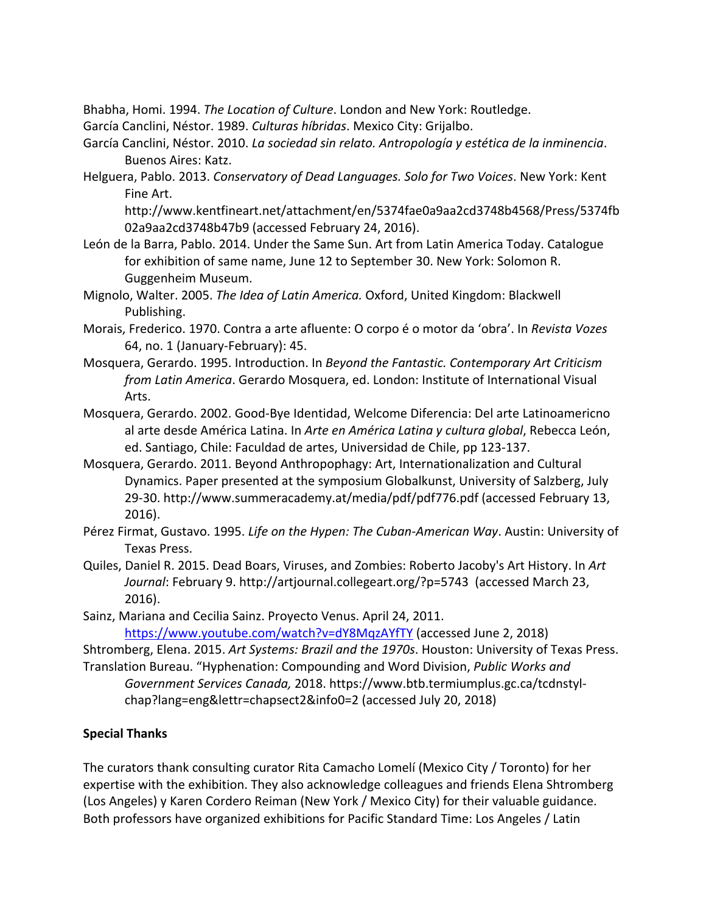Bhabha, Homi. 1994. *The Location of Culture*. London and New York: Routledge.

García Canclini, Néstor. 1989. *Culturas híbridas*. Mexico City: Grijalbo.

García Canclini, Néstor. 2010. *La sociedad sin relato. Antropología y estética de la inminencia*. Buenos Aires: Katz.

Helguera, Pablo. 2013. *Conservatory of Dead Languages. Solo for Two Voices*. New York: Kent Fine Art. http://www.kentfineart.net/attachment/en/5374fae0a9aa2cd3748b4568/Press/5374fb02a9aa2cd3748b47b9 (accessed February 24, 2016).

León de la Barra, Pablo. 2014. Under the Same Sun. Art from Latin America Today. Catalogue for exhibition of same name, June 12 to September 30. New York: Solomon R. Guggenheim Museum.

Mignolo, Walter. 2005. *The Idea of Latin America.* Oxford, United Kingdom: Blackwell Publishing.

Morais, Frederico. 1970. Contra a arte afluente: O corpo é o motor da 'obra'. In *Revista Vozes* 64, no. 1 (January-February): 45.

Mosquera, Gerardo. 1995. Introduction. In *Beyond the Fantastic. Contemporary Art Criticism from Latin America*. Gerardo Mosquera, ed. London: Institute of International Visual Arts.

Mosquera, Gerardo. 2002. Good-Bye Identidad, Welcome Diferencia: Del arte Latinoamericno al arte desde América Latina. In *Arte en América Latina y cultura global*, Rebecca León, ed. Santiago, Chile: Faculdad de artes, Universidad de Chile, pp 123-137.

Mosquera, Gerardo. 2011. Beyond Anthropophagy: Art, Internationalization and Cultural Dynamics. Paper presented at the symposium Globalkunst, University of Salzberg, July 29-30. http://www.summeracademy.at/media/pdf/pdf776.pdf (accessed February 13, 2016).

Pérez Firmat, Gustavo. 1995. *Life on the Hypen: The Cuban-American Way*. Austin: University of Texas Press.

Quiles, Daniel R. 2015. Dead Boars, Viruses, and Zombies: Roberto Jacoby's Art History. In *Art Journal*: February 9. http://artjournal.collegeart.org/?p=5743 (accessed March 23, 2016).

Sainz, Mariana and Cecilia Sainz. Proyecto Venus. April 24, 2011. https://www.youtube.com/watch?v=dY8MqzAYfTY (accessed June 2, 2018)

Shtromberg, Elena. 2015. *Art Systems: Brazil and the 1970s*. Houston: University of Texas Press.

Translation Bureau. "Hyphenation: Compounding and Word Division, *Public Works and Government Services Canada,* 2018. https://www.btb.termiumplus.gc.ca/tcdnstyl-chap?lang=eng&lettr=chapsect2&info0=2 (accessed July 20, 2018)

**Special Thanks**

The curators thank consulting curator Rita Camacho Lomelí (Mexico City / Toronto) for her expertise with the exhibition. They also acknowledge colleagues and friends Elena Shtromberg (Los Angeles) y Karen Cordero Reiman (New York / Mexico City) for their valuable guidance. Both professors have organized exhibitions for Pacific Standard Time: Los Angeles / Latin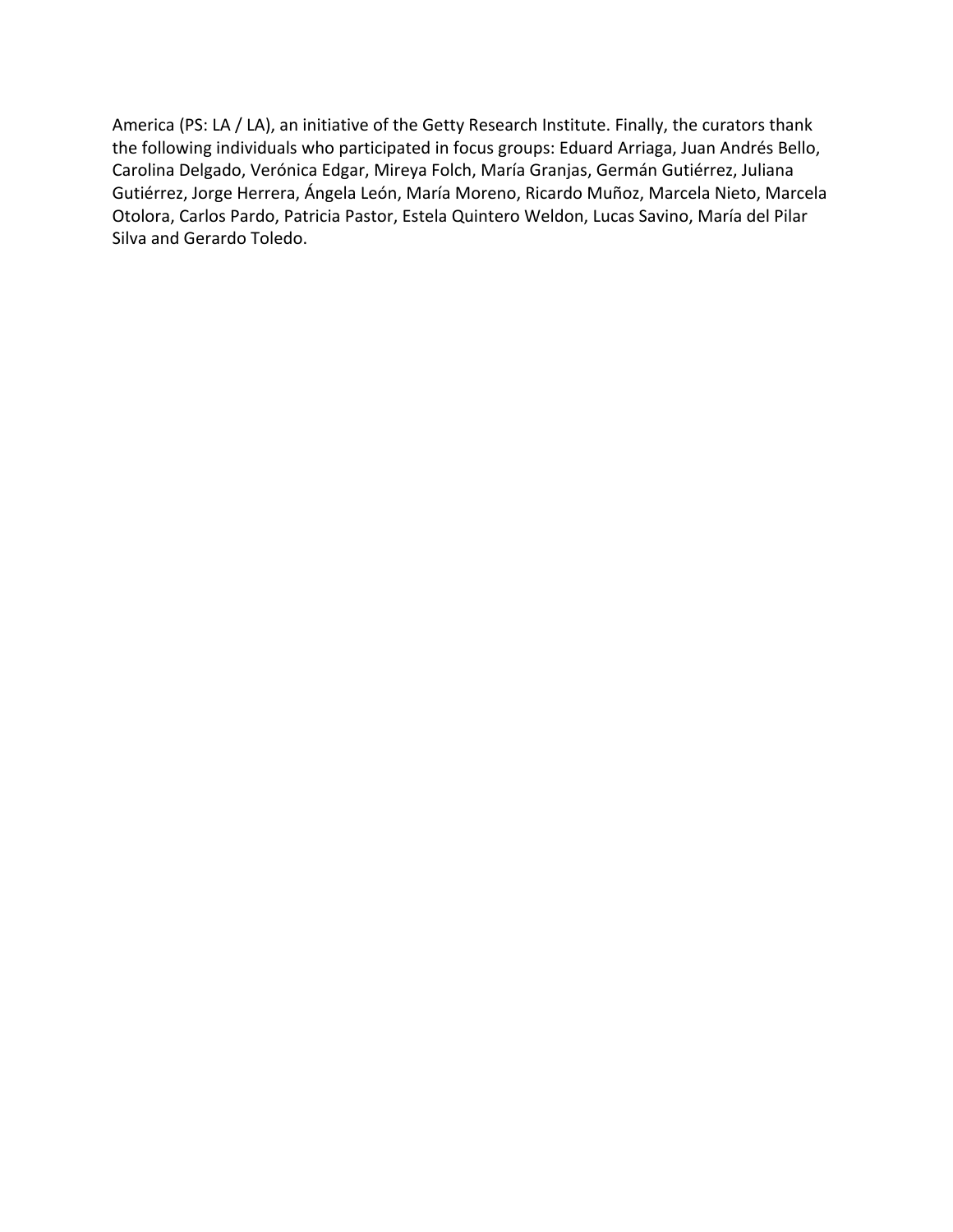America (PS: LA / LA), an initiative of the Getty Research Institute. Finally, the curators thank the following individuals who participated in focus groups: Eduard Arriaga, Juan Andrés Bello, Carolina Delgado, Verónica Edgar, Mireya Folch, María Granjas, Germán Gutiérrez, Juliana Gutiérrez, Jorge Herrera, Ángela León, María Moreno, Ricardo Muñoz, Marcela Nieto, Marcela Otolora, Carlos Pardo, Patricia Pastor, Estela Quintero Weldon, Lucas Savino, María del Pilar Silva and Gerardo Toledo.